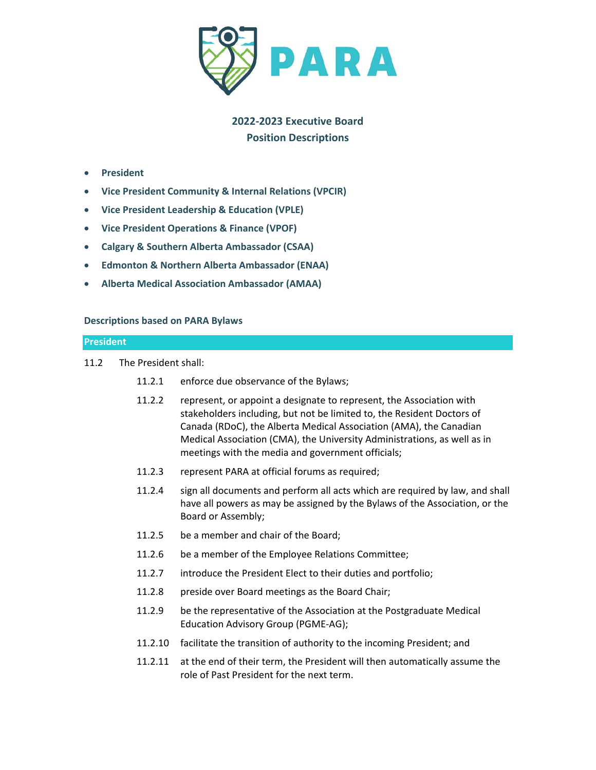# PARA

## 2022-2023 Executive Board
## Position Descriptions

- **President**
- **Vice President Community & Internal Relations (VPCIR)**
- **Vice President Leadership & Education (VPLE)**
- **Vice President Operations & Finance (VPOF)**
- **Calgary & Southern Alberta Ambassador (CSAA)**
- **Edmonton & Northern Alberta Ambassador (ENAA)**
- **Alberta Medical Association Ambassador (AMAA)**

**Descriptions based on PARA Bylaws**

### President

11.2 The President shall:

11.2.1 enforce due observance of the Bylaws;

11.2.2 represent, or appoint a designate to represent, the Association with stakeholders including, but not be limited to, the Resident Doctors of Canada (RDoC), the Alberta Medical Association (AMA), the Canadian Medical Association (CMA), the University Administrations, as well as in meetings with the media and government officials;

11.2.3 represent PARA at official forums as required;

11.2.4 sign all documents and perform all acts which are required by law, and shall have all powers as may be assigned by the Bylaws of the Association, or the Board or Assembly;

11.2.5 be a member and chair of the Board;

11.2.6 be a member of the Employee Relations Committee;

11.2.7 introduce the President Elect to their duties and portfolio;

11.2.8 preside over Board meetings as the Board Chair;

11.2.9 be the representative of the Association at the Postgraduate Medical Education Advisory Group (PGME-AG);

11.2.10 facilitate the transition of authority to the incoming President; and

11.2.11 at the end of their term, the President will then automatically assume the role of Past President for the next term.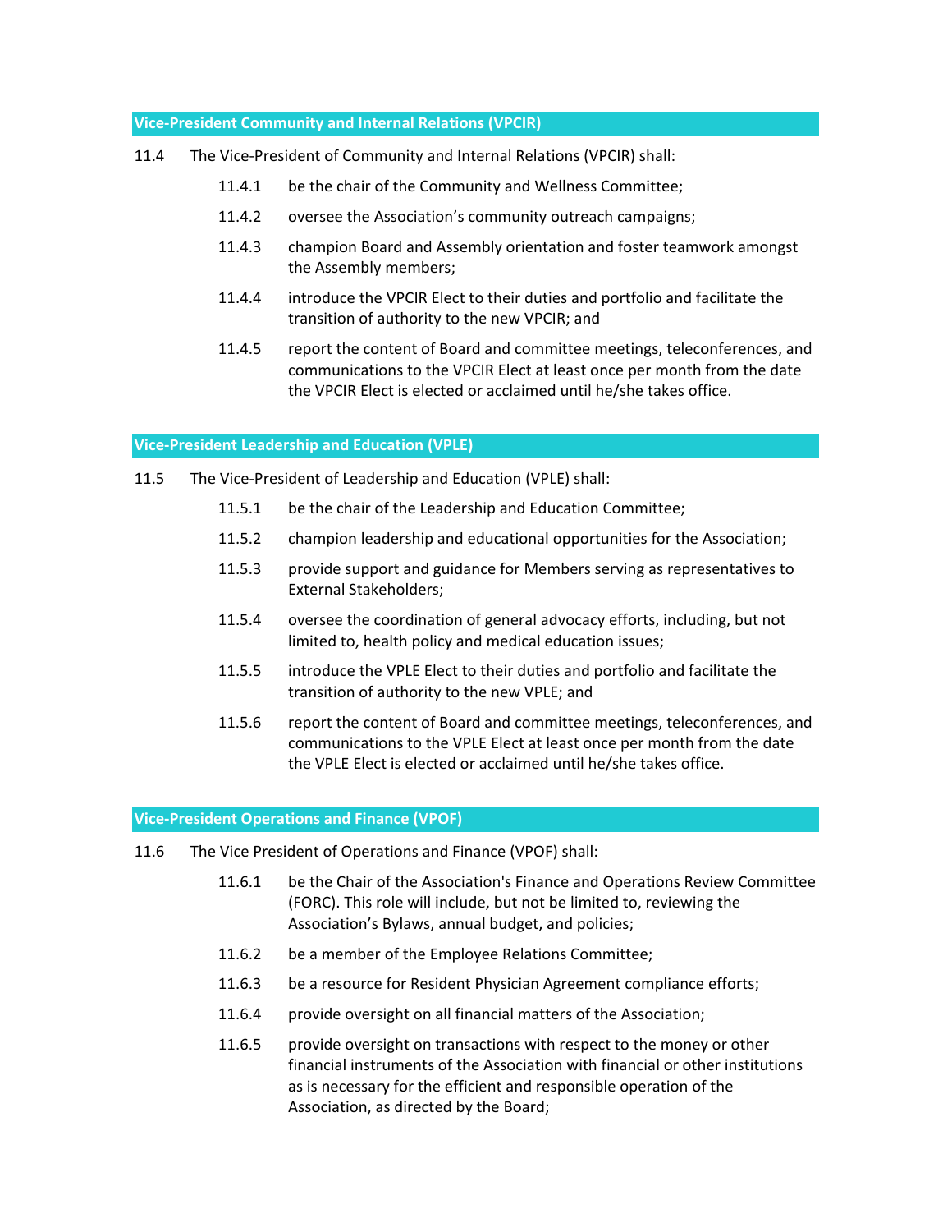### Vice-President Community and Internal Relations (VPCIR)

11.4 The Vice-President of Community and Internal Relations (VPCIR) shall:

- 11.4.1 be the chair of the Community and Wellness Committee;
- 11.4.2 oversee the Association's community outreach campaigns;
- 11.4.3 champion Board and Assembly orientation and foster teamwork amongst the Assembly members;
- 11.4.4 introduce the VPCIR Elect to their duties and portfolio and facilitate the transition of authority to the new VPCIR; and
- 11.4.5 report the content of Board and committee meetings, teleconferences, and communications to the VPCIR Elect at least once per month from the date the VPCIR Elect is elected or acclaimed until he/she takes office.

### Vice-President Leadership and Education (VPLE)

11.5 The Vice-President of Leadership and Education (VPLE) shall:

- 11.5.1 be the chair of the Leadership and Education Committee;
- 11.5.2 champion leadership and educational opportunities for the Association;
- 11.5.3 provide support and guidance for Members serving as representatives to External Stakeholders;
- 11.5.4 oversee the coordination of general advocacy efforts, including, but not limited to, health policy and medical education issues;
- 11.5.5 introduce the VPLE Elect to their duties and portfolio and facilitate the transition of authority to the new VPLE; and
- 11.5.6 report the content of Board and committee meetings, teleconferences, and communications to the VPLE Elect at least once per month from the date the VPLE Elect is elected or acclaimed until he/she takes office.

### Vice-President Operations and Finance (VPOF)

11.6 The Vice President of Operations and Finance (VPOF) shall:

- 11.6.1 be the Chair of the Association's Finance and Operations Review Committee (FORC). This role will include, but not be limited to, reviewing the Association's Bylaws, annual budget, and policies;
- 11.6.2 be a member of the Employee Relations Committee;
- 11.6.3 be a resource for Resident Physician Agreement compliance efforts;
- 11.6.4 provide oversight on all financial matters of the Association;
- 11.6.5 provide oversight on transactions with respect to the money or other financial instruments of the Association with financial or other institutions as is necessary for the efficient and responsible operation of the Association, as directed by the Board;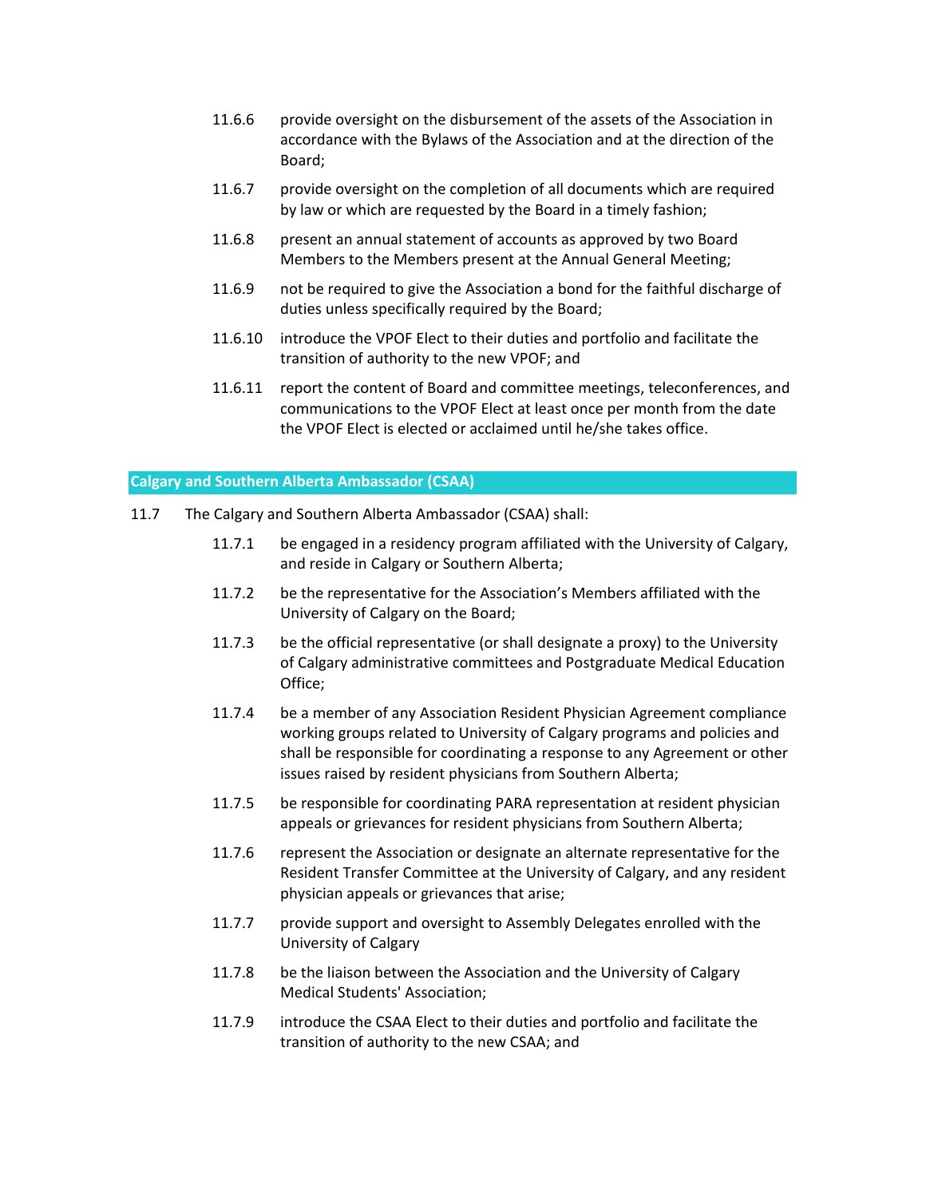11.6.6 provide oversight on the disbursement of the assets of the Association in accordance with the Bylaws of the Association and at the direction of the Board;

11.6.7 provide oversight on the completion of all documents which are required by law or which are requested by the Board in a timely fashion;

11.6.8 present an annual statement of accounts as approved by two Board Members to the Members present at the Annual General Meeting;

11.6.9 not be required to give the Association a bond for the faithful discharge of duties unless specifically required by the Board;

11.6.10 introduce the VPOF Elect to their duties and portfolio and facilitate the transition of authority to the new VPOF; and

11.6.11 report the content of Board and committee meetings, teleconferences, and communications to the VPOF Elect at least once per month from the date the VPOF Elect is elected or acclaimed until he/she takes office.

## Calgary and Southern Alberta Ambassador (CSAA)

11.7 The Calgary and Southern Alberta Ambassador (CSAA) shall:

11.7.1 be engaged in a residency program affiliated with the University of Calgary, and reside in Calgary or Southern Alberta;

11.7.2 be the representative for the Association's Members affiliated with the University of Calgary on the Board;

11.7.3 be the official representative (or shall designate a proxy) to the University of Calgary administrative committees and Postgraduate Medical Education Office;

11.7.4 be a member of any Association Resident Physician Agreement compliance working groups related to University of Calgary programs and policies and shall be responsible for coordinating a response to any Agreement or other issues raised by resident physicians from Southern Alberta;

11.7.5 be responsible for coordinating PARA representation at resident physician appeals or grievances for resident physicians from Southern Alberta;

11.7.6 represent the Association or designate an alternate representative for the Resident Transfer Committee at the University of Calgary, and any resident physician appeals or grievances that arise;

11.7.7 provide support and oversight to Assembly Delegates enrolled with the University of Calgary

11.7.8 be the liaison between the Association and the University of Calgary Medical Students' Association;

11.7.9 introduce the CSAA Elect to their duties and portfolio and facilitate the transition of authority to the new CSAA; and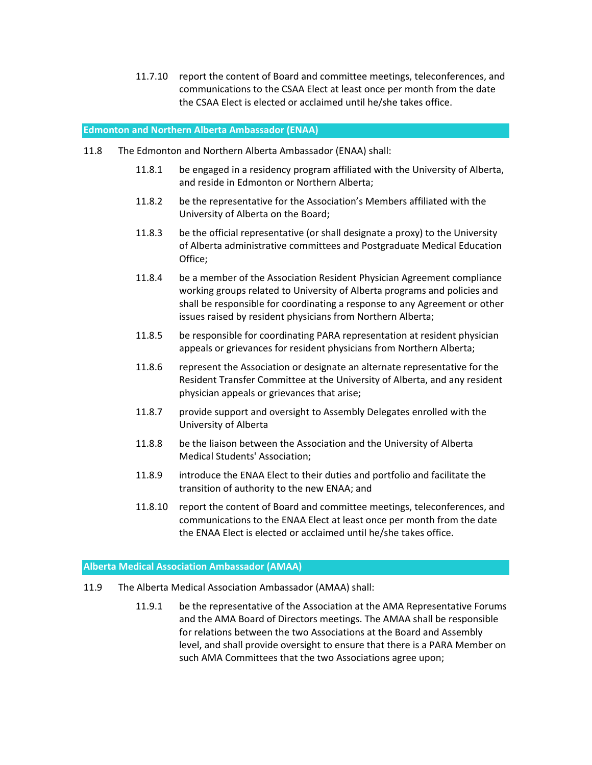11.7.10 report the content of Board and committee meetings, teleconferences, and communications to the CSAA Elect at least once per month from the date the CSAA Elect is elected or acclaimed until he/she takes office.

## Edmonton and Northern Alberta Ambassador (ENAA)

11.8 The Edmonton and Northern Alberta Ambassador (ENAA) shall:

11.8.1 be engaged in a residency program affiliated with the University of Alberta, and reside in Edmonton or Northern Alberta;

11.8.2 be the representative for the Association's Members affiliated with the University of Alberta on the Board;

11.8.3 be the official representative (or shall designate a proxy) to the University of Alberta administrative committees and Postgraduate Medical Education Office;

11.8.4 be a member of the Association Resident Physician Agreement compliance working groups related to University of Alberta programs and policies and shall be responsible for coordinating a response to any Agreement or other issues raised by resident physicians from Northern Alberta;

11.8.5 be responsible for coordinating PARA representation at resident physician appeals or grievances for resident physicians from Northern Alberta;

11.8.6 represent the Association or designate an alternate representative for the Resident Transfer Committee at the University of Alberta, and any resident physician appeals or grievances that arise;

11.8.7 provide support and oversight to Assembly Delegates enrolled with the University of Alberta

11.8.8 be the liaison between the Association and the University of Alberta Medical Students' Association;

11.8.9 introduce the ENAA Elect to their duties and portfolio and facilitate the transition of authority to the new ENAA; and

11.8.10 report the content of Board and committee meetings, teleconferences, and communications to the ENAA Elect at least once per month from the date the ENAA Elect is elected or acclaimed until he/she takes office.

## Alberta Medical Association Ambassador (AMAA)

11.9 The Alberta Medical Association Ambassador (AMAA) shall:

11.9.1 be the representative of the Association at the AMA Representative Forums and the AMA Board of Directors meetings. The AMAA shall be responsible for relations between the two Associations at the Board and Assembly level, and shall provide oversight to ensure that there is a PARA Member on such AMA Committees that the two Associations agree upon;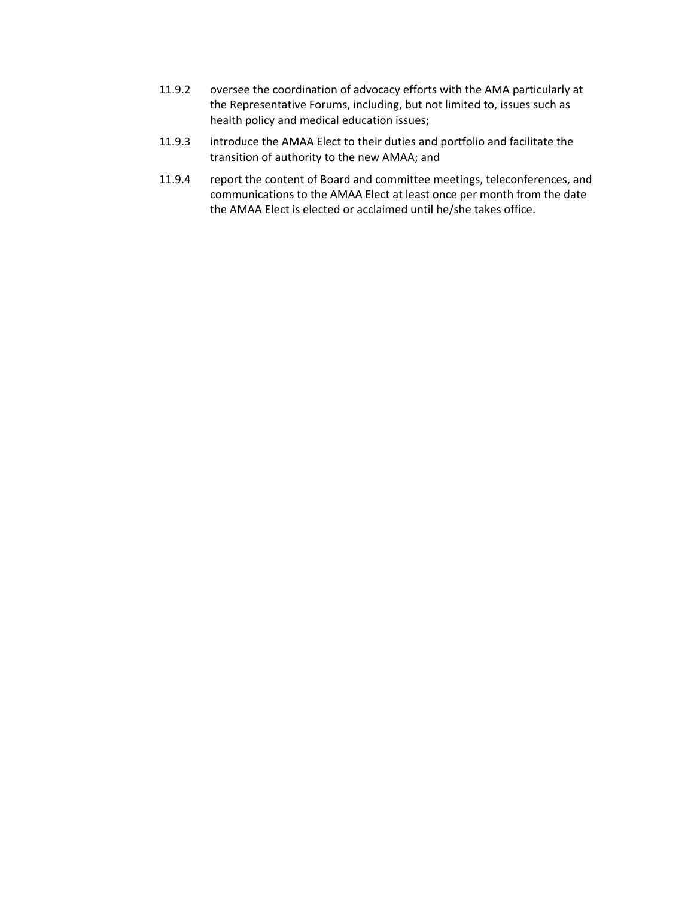11.9.2 oversee the coordination of advocacy efforts with the AMA particularly at the Representative Forums, including, but not limited to, issues such as health policy and medical education issues;

11.9.3 introduce the AMAA Elect to their duties and portfolio and facilitate the transition of authority to the new AMAA; and

11.9.4 report the content of Board and committee meetings, teleconferences, and communications to the AMAA Elect at least once per month from the date the AMAA Elect is elected or acclaimed until he/she takes office.